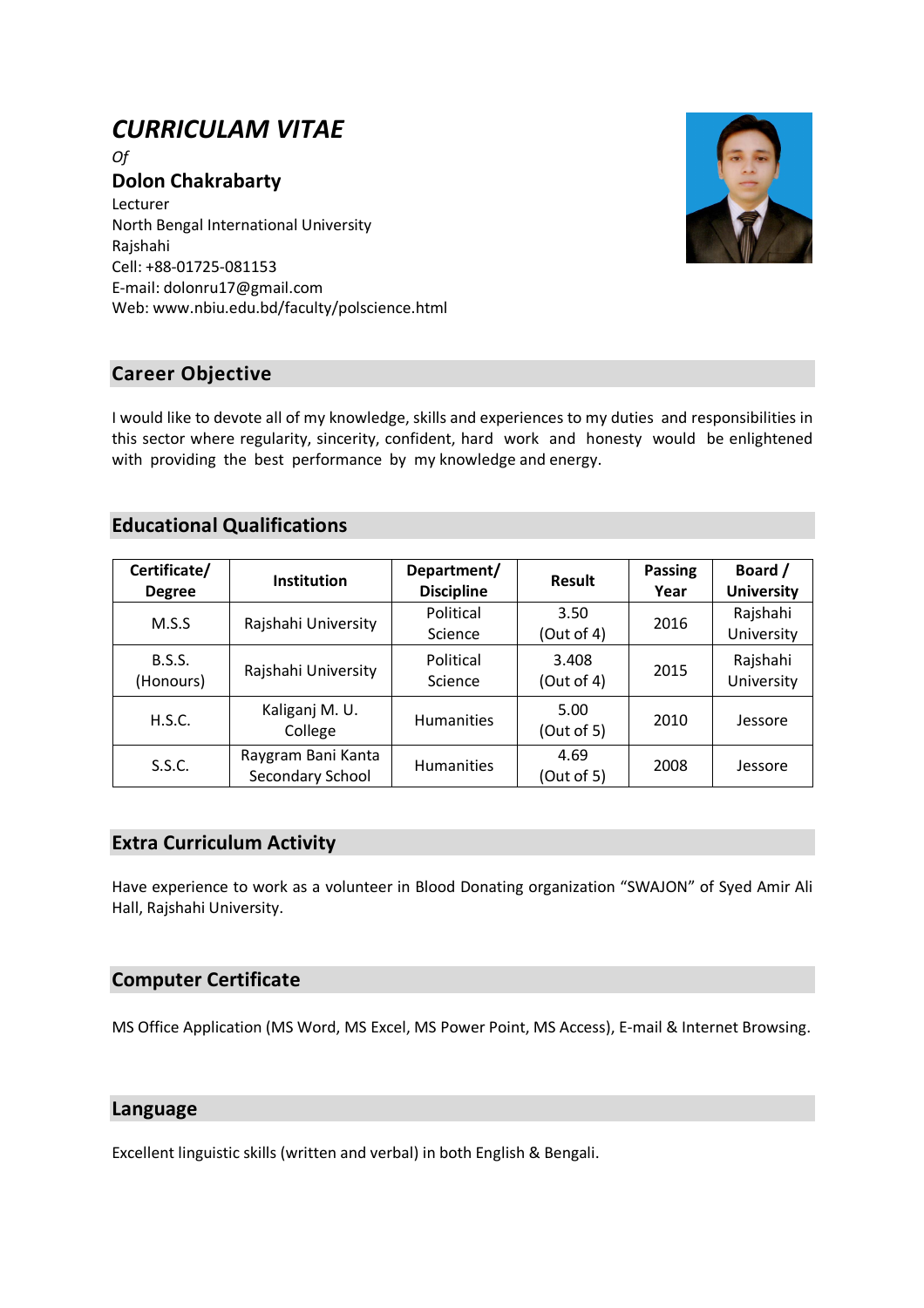# *CURRICULAM VITAE*

*Of*

**Dolon Chakrabarty**

Lecturer
North Bengal International University
Rajshahi
Cell: +88-01725-081153
E-mail: dolonru17@gmail.com
Web: www.nbiu.edu.bd/faculty/polscience.html

## Career Objective

I would like to devote all of my knowledge, skills and experiences to my duties and responsibilities in this sector where regularity, sincerity, confident, hard work and honesty would be enlightened with providing the best performance by my knowledge and energy.

## Educational Qualifications

| Certificate/ Degree | Institution | Department/ Discipline | Result | Passing Year | Board / University |
|---|---|---|---|---|---|
| M.S.S | Rajshahi University | Political Science | 3.50 (Out of 4) | 2016 | Rajshahi University |
| B.S.S. (Honours) | Rajshahi University | Political Science | 3.408 (Out of 4) | 2015 | Rajshahi University |
| H.S.C. | Kaliganj M. U. College | Humanities | 5.00 (Out of 5) | 2010 | Jessore |
| S.S.C. | Raygram Bani Kanta Secondary School | Humanities | 4.69 (Out of 5) | 2008 | Jessore |

## Extra Curriculum Activity

Have experience to work as a volunteer in Blood Donating organization "SWAJON" of Syed Amir Ali Hall, Rajshahi University.

## Computer Certificate

MS Office Application (MS Word, MS Excel, MS Power Point, MS Access), E-mail & Internet Browsing.

## Language

Excellent linguistic skills (written and verbal) in both English & Bengali.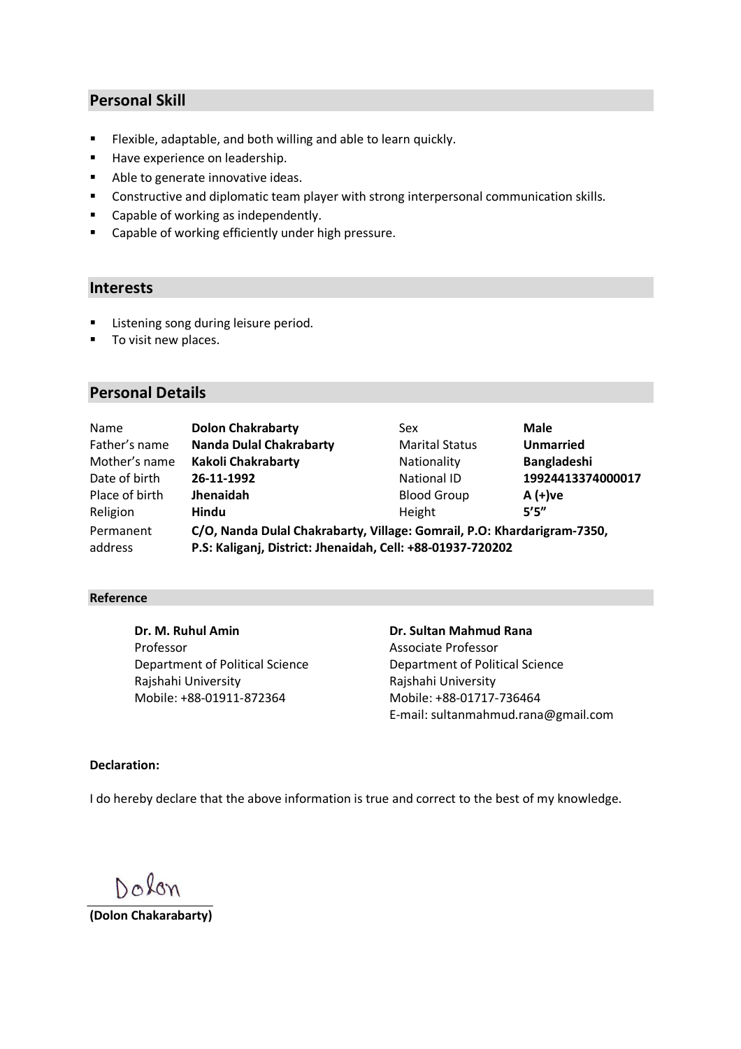## Personal Skill

- Flexible, adaptable, and both willing and able to learn quickly.
- Have experience on leadership.
- Able to generate innovative ideas.
- Constructive and diplomatic team player with strong interpersonal communication skills.
- Capable of working as independently.
- Capable of working efficiently under high pressure.

## Interests

- Listening song during leisure period.
- To visit new places.

## Personal Details

| | | | |
|---|---|---|---|
| Name | **Dolon Chakrabarty** | Sex | **Male** |
| Father's name | **Nanda Dulal Chakrabarty** | Marital Status | **Unmarried** |
| Mother's name | **Kakoli Chakrabarty** | Nationality | **Bangladeshi** |
| Date of birth | **26-11-1992** | National ID | **19924413374000017** |
| Place of birth | **Jhenaidah** | Blood Group | **A (+)ve** |
| Religion | **Hindu** | Height | **5'5"** |
| Permanent address | **C/O, Nanda Dulal Chakrabarty, Village: Gomrail, P.O: Khardarigram-7350, P.S: Kaliganj, District: Jhenaidah, Cell: +88-01937-720202** | | |

### Reference

**Dr. M. Ruhul Amin**
Professor
Department of Political Science
Rajshahi University
Mobile: +88-01911-872364

**Dr. Sultan Mahmud Rana**
Associate Professor
Department of Political Science
Rajshahi University
Mobile: +88-01717-736464
E-mail: sultanmahmud.rana@gmail.com

**Declaration:**

I do hereby declare that the above information is true and correct to the best of my knowledge.

Dolon

**(Dolon Chakarabarty)**